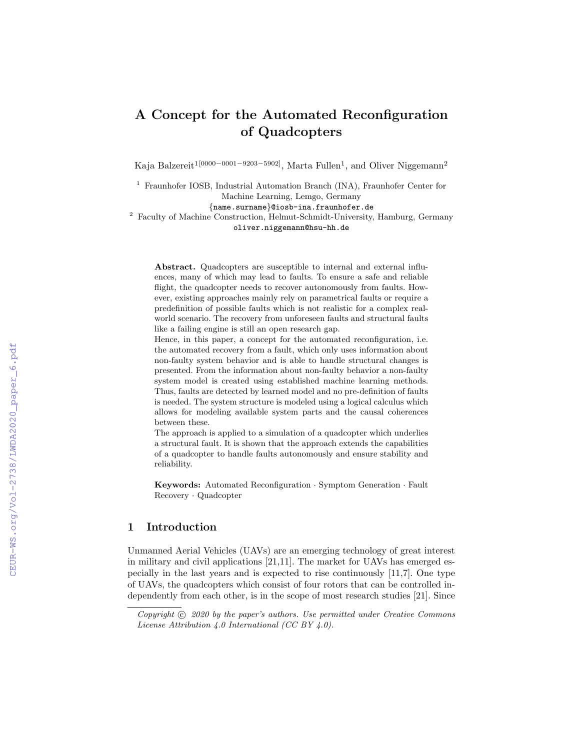# A Concept for the Automated Reconfiguration of Quadcopters

Kaja Balzereit[1[0000−0001−9203−5902]], Marta Fullen[1], and Oliver Niggemann[2]

[1] Fraunhofer IOSB, Industrial Automation Branch (INA), Fraunhofer Center for Machine Learning, Lemgo, Germany
{name.surname}@iosb-ina.fraunhofer.de

[2] Faculty of Machine Construction, Helmut-Schmidt-University, Hamburg, Germany
oliver.niggemann@hsu-hh.de

**Abstract.** Quadcopters are susceptible to internal and external influences, many of which may lead to faults. To ensure a safe and reliable flight, the quadcopter needs to recover autonomously from faults. However, existing approaches mainly rely on parametrical faults or require a predefinition of possible faults which is not realistic for a complex real-world scenario. The recovery from unforeseen faults and structural faults like a failing engine is still an open research gap.

Hence, in this paper, a concept for the automated reconfiguration, i.e. the automated recovery from a fault, which only uses information about non-faulty system behavior and is able to handle structural changes is presented. From the information about non-faulty behavior a non-faulty system model is created using established machine learning methods. Thus, faults are detected by learned model and no pre-definition of faults is needed. The system structure is modeled using a logical calculus which allows for modeling available system parts and the causal coherences between these.

The approach is applied to a simulation of a quadcopter which underlies a structural fault. It is shown that the approach extends the capabilities of a quadcopter to handle faults autonomously and ensure stability and reliability.

**Keywords:** Automated Reconfiguration · Symptom Generation · Fault Recovery · Quadcopter

## 1 Introduction

Unmanned Aerial Vehicles (UAVs) are an emerging technology of great interest in military and civil applications [21,11]. The market for UAVs has emerged especially in the last years and is expected to rise continuously [11,7]. One type of UAVs, the quadcopters which consist of four rotors that can be controlled independently from each other, is in the scope of most research studies [21]. Since

*Copyright © 2020 by the paper's authors. Use permitted under Creative Commons License Attribution 4.0 International (CC BY 4.0).*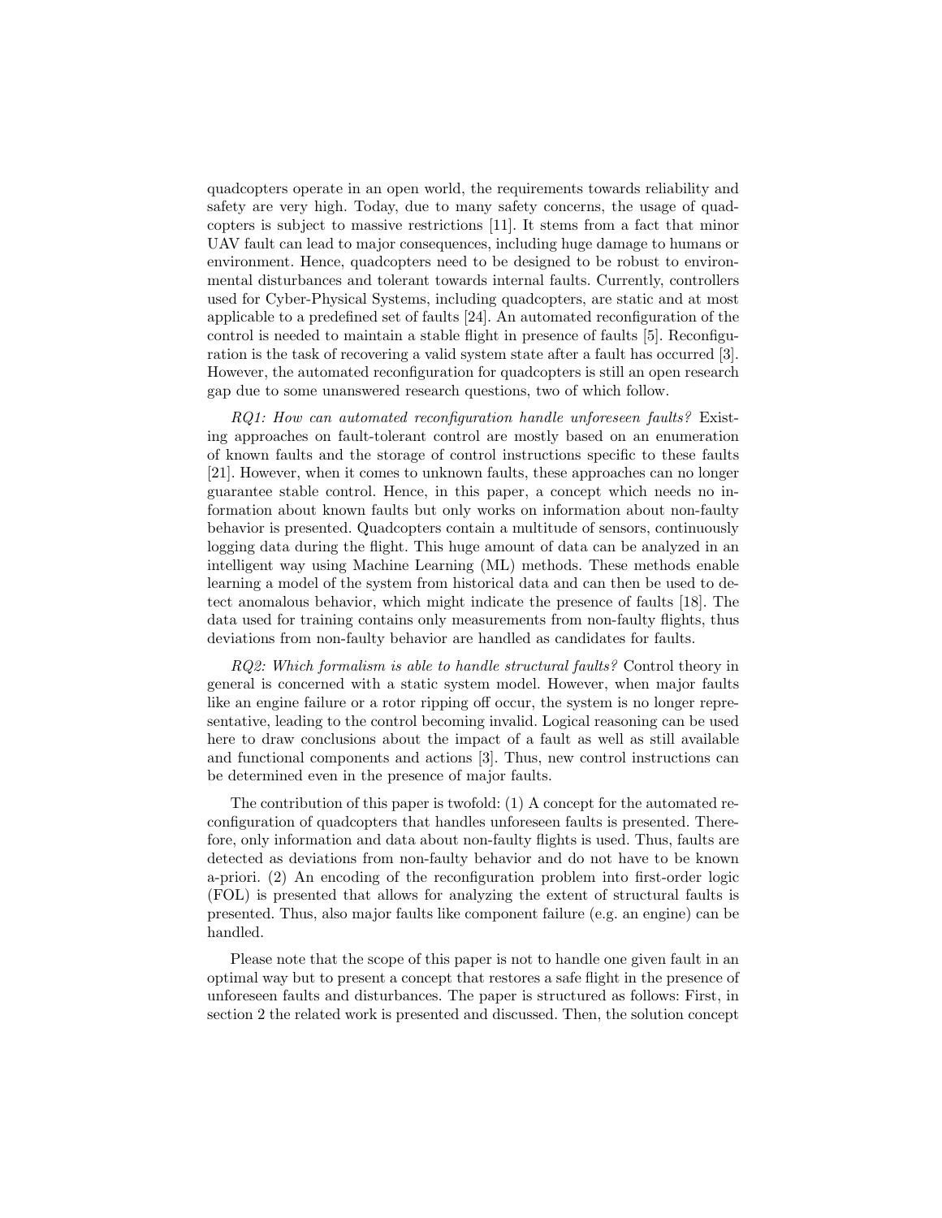quadcopters operate in an open world, the requirements towards reliability and safety are very high. Today, due to many safety concerns, the usage of quadcopters is subject to massive restrictions [11]. It stems from a fact that minor UAV fault can lead to major consequences, including huge damage to humans or environment. Hence, quadcopters need to be designed to be robust to environmental disturbances and tolerant towards internal faults. Currently, controllers used for Cyber-Physical Systems, including quadcopters, are static and at most applicable to a predefined set of faults [24]. An automated reconfiguration of the control is needed to maintain a stable flight in presence of faults [5]. Reconfiguration is the task of recovering a valid system state after a fault has occurred [3]. However, the automated reconfiguration for quadcopters is still an open research gap due to some unanswered research questions, two of which follow.

*RQ1: How can automated reconfiguration handle unforeseen faults?* Existing approaches on fault-tolerant control are mostly based on an enumeration of known faults and the storage of control instructions specific to these faults [21]. However, when it comes to unknown faults, these approaches can no longer guarantee stable control. Hence, in this paper, a concept which needs no information about known faults but only works on information about non-faulty behavior is presented. Quadcopters contain a multitude of sensors, continuously logging data during the flight. This huge amount of data can be analyzed in an intelligent way using Machine Learning (ML) methods. These methods enable learning a model of the system from historical data and can then be used to detect anomalous behavior, which might indicate the presence of faults [18]. The data used for training contains only measurements from non-faulty flights, thus deviations from non-faulty behavior are handled as candidates for faults.

*RQ2: Which formalism is able to handle structural faults?* Control theory in general is concerned with a static system model. However, when major faults like an engine failure or a rotor ripping off occur, the system is no longer representative, leading to the control becoming invalid. Logical reasoning can be used here to draw conclusions about the impact of a fault as well as still available and functional components and actions [3]. Thus, new control instructions can be determined even in the presence of major faults.

The contribution of this paper is twofold: (1) A concept for the automated reconfiguration of quadcopters that handles unforeseen faults is presented. Therefore, only information and data about non-faulty flights is used. Thus, faults are detected as deviations from non-faulty behavior and do not have to be known a-priori. (2) An encoding of the reconfiguration problem into first-order logic (FOL) is presented that allows for analyzing the extent of structural faults is presented. Thus, also major faults like component failure (e.g. an engine) can be handled.

Please note that the scope of this paper is not to handle one given fault in an optimal way but to present a concept that restores a safe flight in the presence of unforeseen faults and disturbances. The paper is structured as follows: First, in section 2 the related work is presented and discussed. Then, the solution concept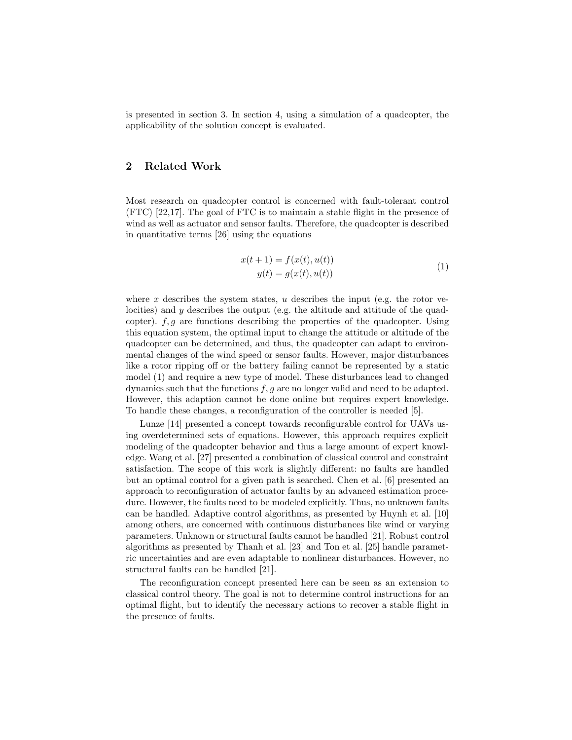is presented in section 3. In section 4, using a simulation of a quadcopter, the applicability of the solution concept is evaluated.

## 2 Related Work

Most research on quadcopter control is concerned with fault-tolerant control (FTC) [22,17]. The goal of FTC is to maintain a stable flight in the presence of wind as well as actuator and sensor faults. Therefore, the quadcopter is described in quantitative terms [26] using the equations

$$
\begin{aligned}
x(t+1) &= f(x(t), u(t)) \\
y(t) &= g(x(t), u(t))
\end{aligned}
\tag{1}
$$

where $x$ describes the system states, $u$ describes the input (e.g. the rotor velocities) and $y$ describes the output (e.g. the altitude and attitude of the quadcopter). $f, g$ are functions describing the properties of the quadcopter. Using this equation system, the optimal input to change the attitude or altitude of the quadcopter can be determined, and thus, the quadcopter can adapt to environmental changes of the wind speed or sensor faults. However, major disturbances like a rotor ripping off or the battery failing cannot be represented by a static model (1) and require a new type of model. These disturbances lead to changed dynamics such that the functions $f, g$ are no longer valid and need to be adapted. However, this adaption cannot be done online but requires expert knowledge. To handle these changes, a reconfiguration of the controller is needed [5].

Lunze [14] presented a concept towards reconfigurable control for UAVs using overdetermined sets of equations. However, this approach requires explicit modeling of the quadcopter behavior and thus a large amount of expert knowledge. Wang et al. [27] presented a combination of classical control and constraint satisfaction. The scope of this work is slightly different: no faults are handled but an optimal control for a given path is searched. Chen et al. [6] presented an approach to reconfiguration of actuator faults by an advanced estimation procedure. However, the faults need to be modeled explicitly. Thus, no unknown faults can be handled. Adaptive control algorithms, as presented by Huynh et al. [10] among others, are concerned with continuous disturbances like wind or varying parameters. Unknown or structural faults cannot be handled [21]. Robust control algorithms as presented by Thanh et al. [23] and Ton et al. [25] handle parametric uncertainties and are even adaptable to nonlinear disturbances. However, no structural faults can be handled [21].

The reconfiguration concept presented here can be seen as an extension to classical control theory. The goal is not to determine control instructions for an optimal flight, but to identify the necessary actions to recover a stable flight in the presence of faults.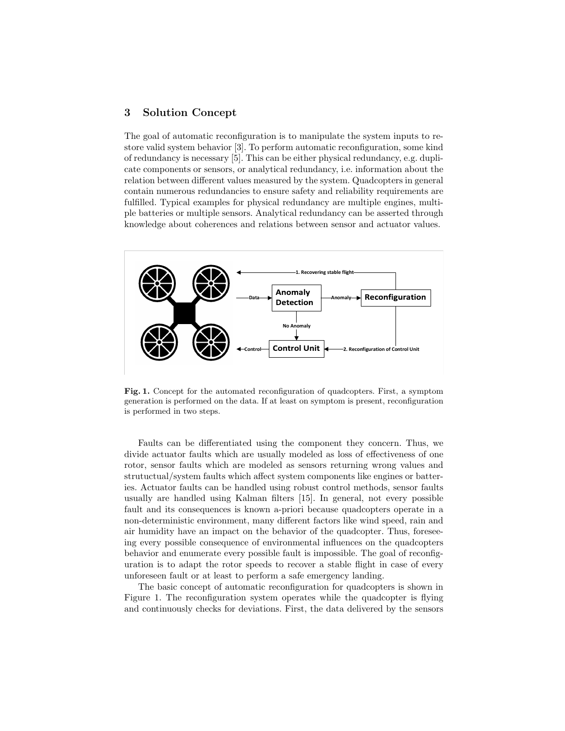## 3 Solution Concept

The goal of automatic reconfiguration is to manipulate the system inputs to restore valid system behavior [3]. To perform automatic reconfiguration, some kind of redundancy is necessary [5]. This can be either physical redundancy, e.g. duplicate components or sensors, or analytical redundancy, i.e. information about the relation between different values measured by the system. Quadcopters in general contain numerous redundancies to ensure safety and reliability requirements are fulfilled. Typical examples for physical redundancy are multiple engines, multiple batteries or multiple sensors. Analytical redundancy can be asserted through knowledge about coherences and relations between sensor and actuator values.

**Fig. 1.** Concept for the automated reconfiguration of quadcopters. First, a symptom generation is performed on the data. If at least on symptom is present, reconfiguration is performed in two steps.

Faults can be differentiated using the component they concern. Thus, we divide actuator faults which are usually modeled as loss of effectiveness of one rotor, sensor faults which are modeled as sensors returning wrong values and strutuctual/system faults which affect system components like engines or batteries. Actuator faults can be handled using robust control methods, sensor faults usually are handled using Kalman filters [15]. In general, not every possible fault and its consequences is known a-priori because quadcopters operate in a non-deterministic environment, many different factors like wind speed, rain and air humidity have an impact on the behavior of the quadcopter. Thus, foreseeing every possible consequence of environmental influences on the quadcopters behavior and enumerate every possible fault is impossible. The goal of reconfiguration is to adapt the rotor speeds to recover a stable flight in case of every unforeseen fault or at least to perform a safe emergency landing.

The basic concept of automatic reconfiguration for quadcopters is shown in Figure 1. The reconfiguration system operates while the quadcopter is flying and continuously checks for deviations. First, the data delivered by the sensors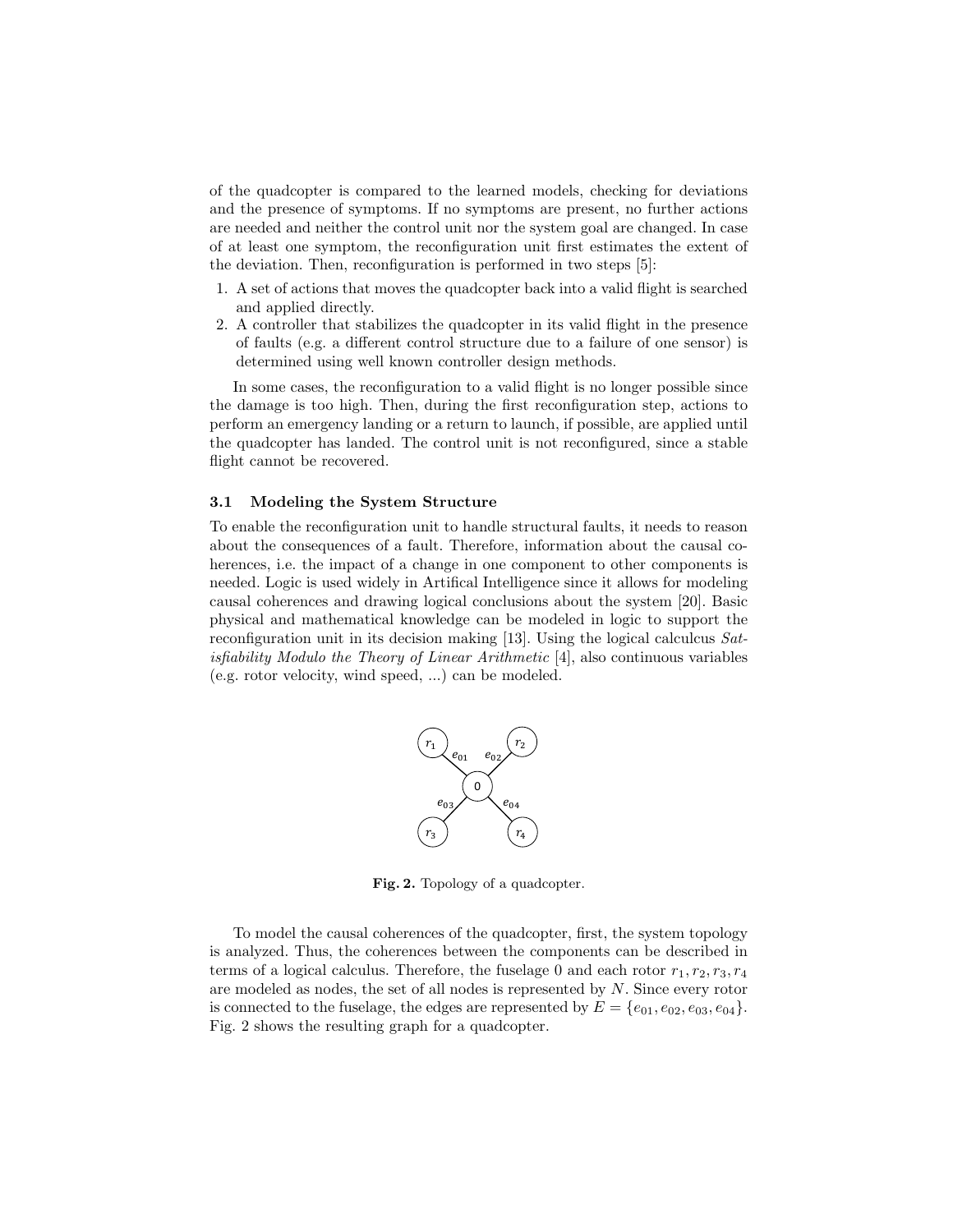of the quadcopter is compared to the learned models, checking for deviations and the presence of symptoms. If no symptoms are present, no further actions are needed and neither the control unit nor the system goal are changed. In case of at least one symptom, the reconfiguration unit first estimates the extent of the deviation. Then, reconfiguration is performed in two steps [5]:

1. A set of actions that moves the quadcopter back into a valid flight is searched and applied directly.
2. A controller that stabilizes the quadcopter in its valid flight in the presence of faults (e.g. a different control structure due to a failure of one sensor) is determined using well known controller design methods.

In some cases, the reconfiguration to a valid flight is no longer possible since the damage is too high. Then, during the first reconfiguration step, actions to perform an emergency landing or a return to launch, if possible, are applied until the quadcopter has landed. The control unit is not reconfigured, since a stable flight cannot be recovered.

### 3.1 Modeling the System Structure

To enable the reconfiguration unit to handle structural faults, it needs to reason about the consequences of a fault. Therefore, information about the causal coherences, i.e. the impact of a change in one component to other components is needed. Logic is used widely in Artifical Intelligence since it allows for modeling causal coherences and drawing logical conclusions about the system [20]. Basic physical and mathematical knowledge can be modeled in logic to support the reconfiguration unit in its decision making [13]. Using the logical calculcus *Satisfiability Modulo the Theory of Linear Arithmetic* [4], also continuous variables (e.g. rotor velocity, wind speed, ...) can be modeled.

**Fig. 2.** Topology of a quadcopter.

To model the causal coherences of the quadcopter, first, the system topology is analyzed. Thus, the coherences between the components can be described in terms of a logical calculus. Therefore, the fuselage 0 and each rotor $r_1, r_2, r_3, r_4$ are modeled as nodes, the set of all nodes is represented by $N$. Since every rotor is connected to the fuselage, the edges are represented by $E = \{e_{01}, e_{02}, e_{03}, e_{04}\}$. Fig. 2 shows the resulting graph for a quadcopter.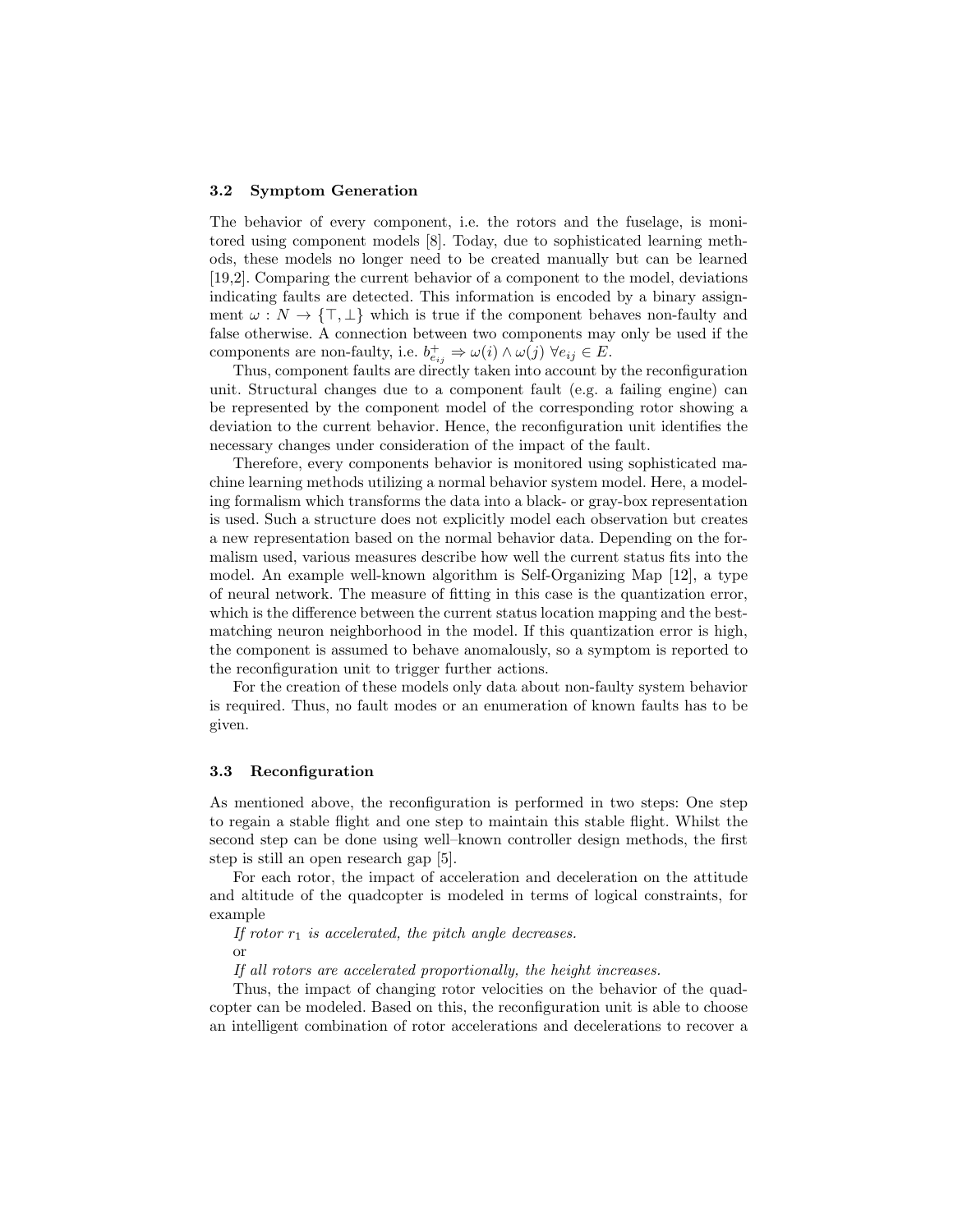### 3.2 Symptom Generation

The behavior of every component, i.e. the rotors and the fuselage, is monitored using component models [8]. Today, due to sophisticated learning methods, these models no longer need to be created manually but can be learned [19,2]. Comparing the current behavior of a component to the model, deviations indicating faults are detected. This information is encoded by a binary assignment $\omega : N \to \{\top, \bot\}$ which is true if the component behaves non-faulty and false otherwise. A connection between two components may only be used if the components are non-faulty, i.e. $b^+_{e_{ij}} \Rightarrow \omega(i) \wedge \omega(j) \; \forall e_{ij} \in E$.

Thus, component faults are directly taken into account by the reconfiguration unit. Structural changes due to a component fault (e.g. a failing engine) can be represented by the component model of the corresponding rotor showing a deviation to the current behavior. Hence, the reconfiguration unit identifies the necessary changes under consideration of the impact of the fault.

Therefore, every components behavior is monitored using sophisticated machine learning methods utilizing a normal behavior system model. Here, a modeling formalism which transforms the data into a black- or gray-box representation is used. Such a structure does not explicitly model each observation but creates a new representation based on the normal behavior data. Depending on the formalism used, various measures describe how well the current status fits into the model. An example well-known algorithm is Self-Organizing Map [12], a type of neural network. The measure of fitting in this case is the quantization error, which is the difference between the current status location mapping and the best-matching neuron neighborhood in the model. If this quantization error is high, the component is assumed to behave anomalously, so a symptom is reported to the reconfiguration unit to trigger further actions.

For the creation of these models only data about non-faulty system behavior is required. Thus, no fault modes or an enumeration of known faults has to be given.

### 3.3 Reconfiguration

As mentioned above, the reconfiguration is performed in two steps: One step to regain a stable flight and one step to maintain this stable flight. Whilst the second step can be done using well–known controller design methods, the first step is still an open research gap [5].

For each rotor, the impact of acceleration and deceleration on the attitude and altitude of the quadcopter is modeled in terms of logical constraints, for example

*If rotor $r_1$ is accelerated, the pitch angle decreases.*

or

*If all rotors are accelerated proportionally, the height increases.*

Thus, the impact of changing rotor velocities on the behavior of the quadcopter can be modeled. Based on this, the reconfiguration unit is able to choose an intelligent combination of rotor accelerations and decelerations to recover a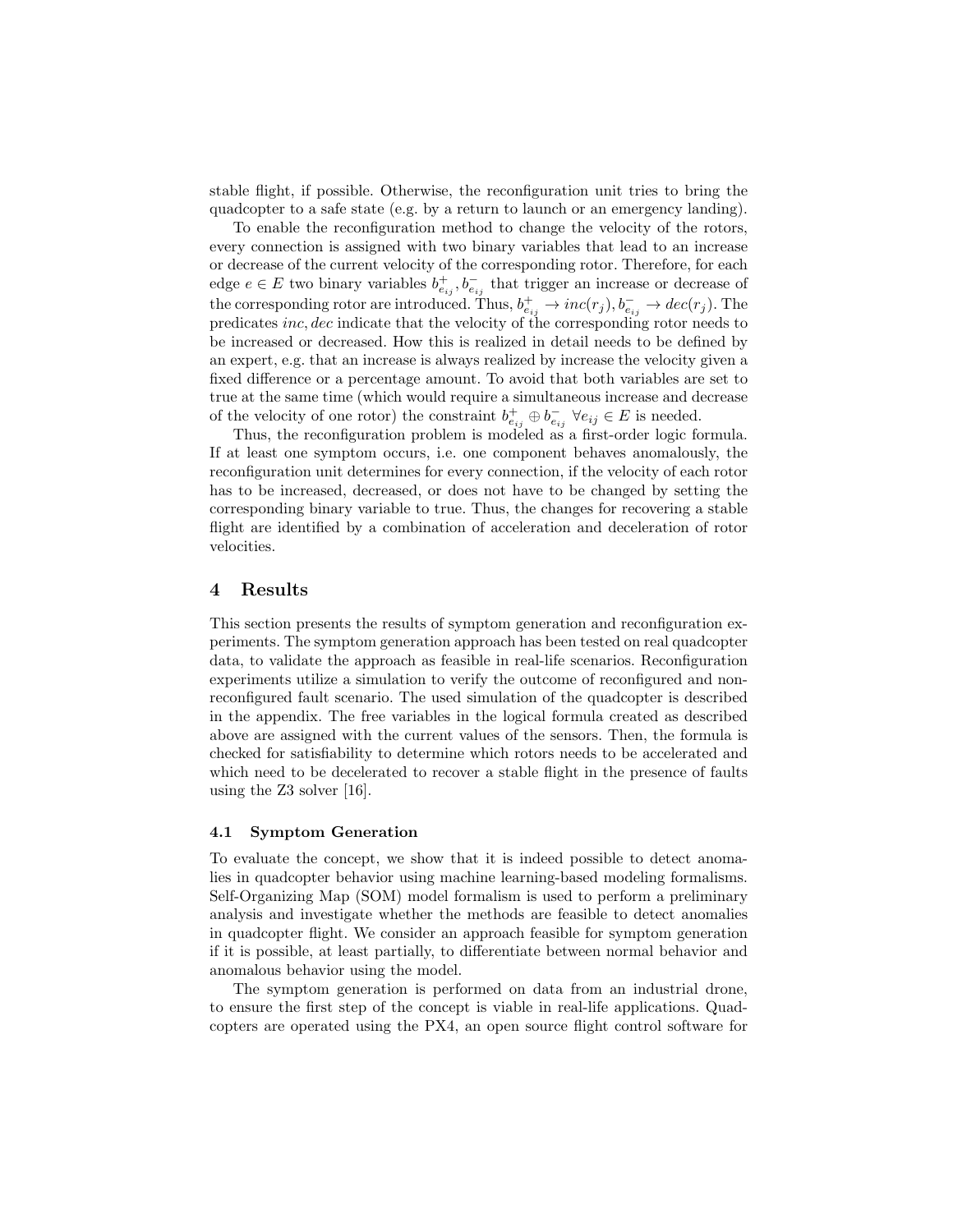stable flight, if possible. Otherwise, the reconfiguration unit tries to bring the quadcopter to a safe state (e.g. by a return to launch or an emergency landing).

To enable the reconfiguration method to change the velocity of the rotors, every connection is assigned with two binary variables that lead to an increase or decrease of the current velocity of the corresponding rotor. Therefore, for each edge $e \in E$ two binary variables $b^+_{e_{ij}}, b^-_{e_{ij}}$ that trigger an increase or decrease of the corresponding rotor are introduced. Thus, $b^+_{e_{ij}} \rightarrow inc(r_j), b^-_{e_{ij}} \rightarrow dec(r_j)$. The predicates $inc, dec$ indicate that the velocity of the corresponding rotor needs to be increased or decreased. How this is realized in detail needs to be defined by an expert, e.g. that an increase is always realized by increase the velocity given a fixed difference or a percentage amount. To avoid that both variables are set to true at the same time (which would require a simultaneous increase and decrease of the velocity of one rotor) the constraint $b^+_{e_{ij}} \oplus b^-_{e_{ij}} \; \forall e_{ij} \in E$ is needed.

Thus, the reconfiguration problem is modeled as a first-order logic formula. If at least one symptom occurs, i.e. one component behaves anomalously, the reconfiguration unit determines for every connection, if the velocity of each rotor has to be increased, decreased, or does not have to be changed by setting the corresponding binary variable to true. Thus, the changes for recovering a stable flight are identified by a combination of acceleration and deceleration of rotor velocities.

## 4 Results

This section presents the results of symptom generation and reconfiguration experiments. The symptom generation approach has been tested on real quadcopter data, to validate the approach as feasible in real-life scenarios. Reconfiguration experiments utilize a simulation to verify the outcome of reconfigured and non-reconfigured fault scenario. The used simulation of the quadcopter is described in the appendix. The free variables in the logical formula created as described above are assigned with the current values of the sensors. Then, the formula is checked for satisfiability to determine which rotors needs to be accelerated and which need to be decelerated to recover a stable flight in the presence of faults using the Z3 solver [16].

### 4.1 Symptom Generation

To evaluate the concept, we show that it is indeed possible to detect anomalies in quadcopter behavior using machine learning-based modeling formalisms. Self-Organizing Map (SOM) model formalism is used to perform a preliminary analysis and investigate whether the methods are feasible to detect anomalies in quadcopter flight. We consider an approach feasible for symptom generation if it is possible, at least partially, to differentiate between normal behavior and anomalous behavior using the model.

The symptom generation is performed on data from an industrial drone, to ensure the first step of the concept is viable in real-life applications. Quadcopters are operated using the PX4, an open source flight control software for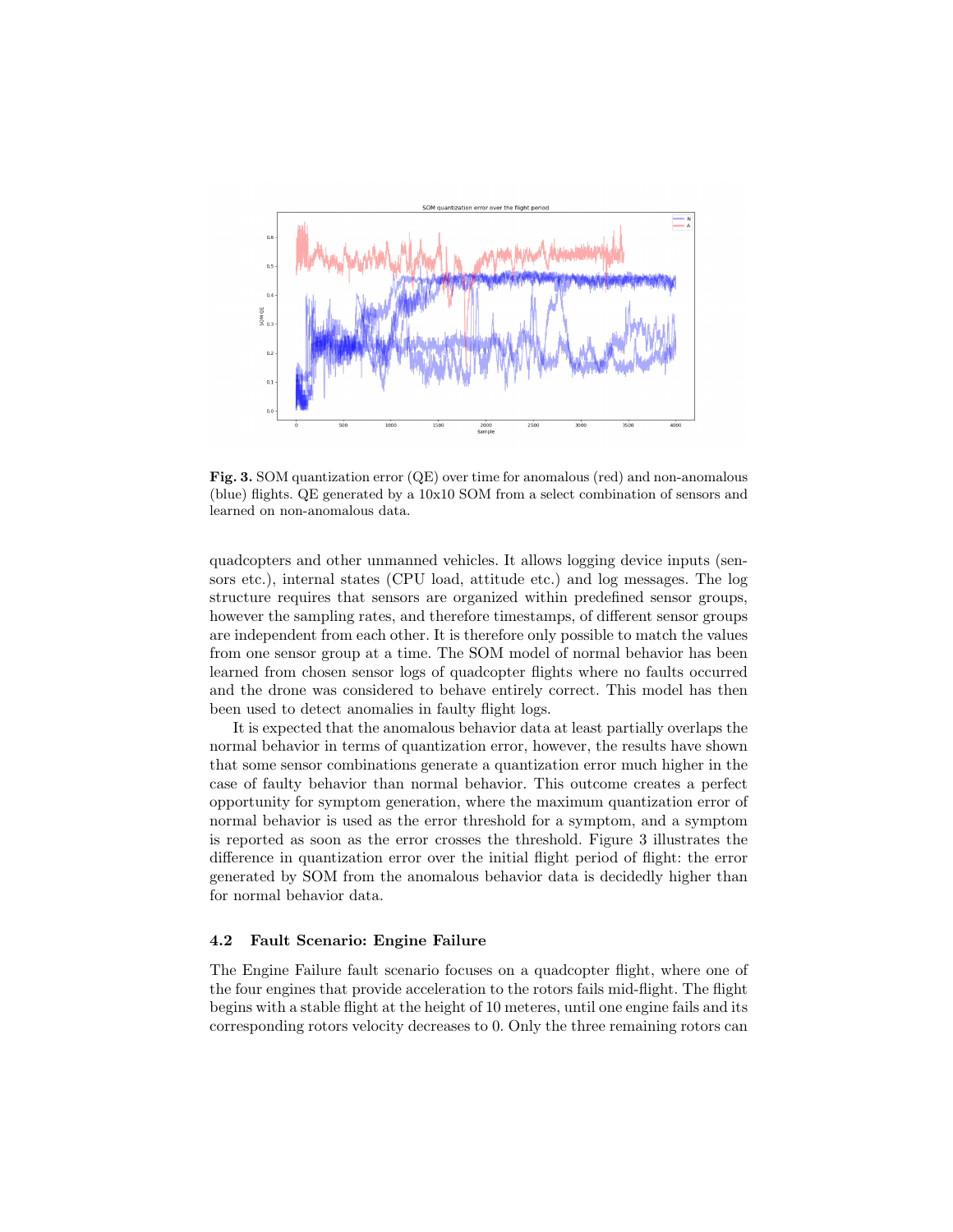**Fig. 3.** SOM quantization error (QE) over time for anomalous (red) and non-anomalous (blue) flights. QE generated by a 10x10 SOM from a select combination of sensors and learned on non-anomalous data.

quadcopters and other unmanned vehicles. It allows logging device inputs (sensors etc.), internal states (CPU load, attitude etc.) and log messages. The log structure requires that sensors are organized within predefined sensor groups, however the sampling rates, and therefore timestamps, of different sensor groups are independent from each other. It is therefore only possible to match the values from one sensor group at a time. The SOM model of normal behavior has been learned from chosen sensor logs of quadcopter flights where no faults occurred and the drone was considered to behave entirely correct. This model has then been used to detect anomalies in faulty flight logs.

It is expected that the anomalous behavior data at least partially overlaps the normal behavior in terms of quantization error, however, the results have shown that some sensor combinations generate a quantization error much higher in the case of faulty behavior than normal behavior. This outcome creates a perfect opportunity for symptom generation, where the maximum quantization error of normal behavior is used as the error threshold for a symptom, and a symptom is reported as soon as the error crosses the threshold. Figure 3 illustrates the difference in quantization error over the initial flight period of flight: the error generated by SOM from the anomalous behavior data is decidedly higher than for normal behavior data.

### 4.2 Fault Scenario: Engine Failure

The Engine Failure fault scenario focuses on a quadcopter flight, where one of the four engines that provide acceleration to the rotors fails mid-flight. The flight begins with a stable flight at the height of 10 meteres, until one engine fails and its corresponding rotors velocity decreases to 0. Only the three remaining rotors can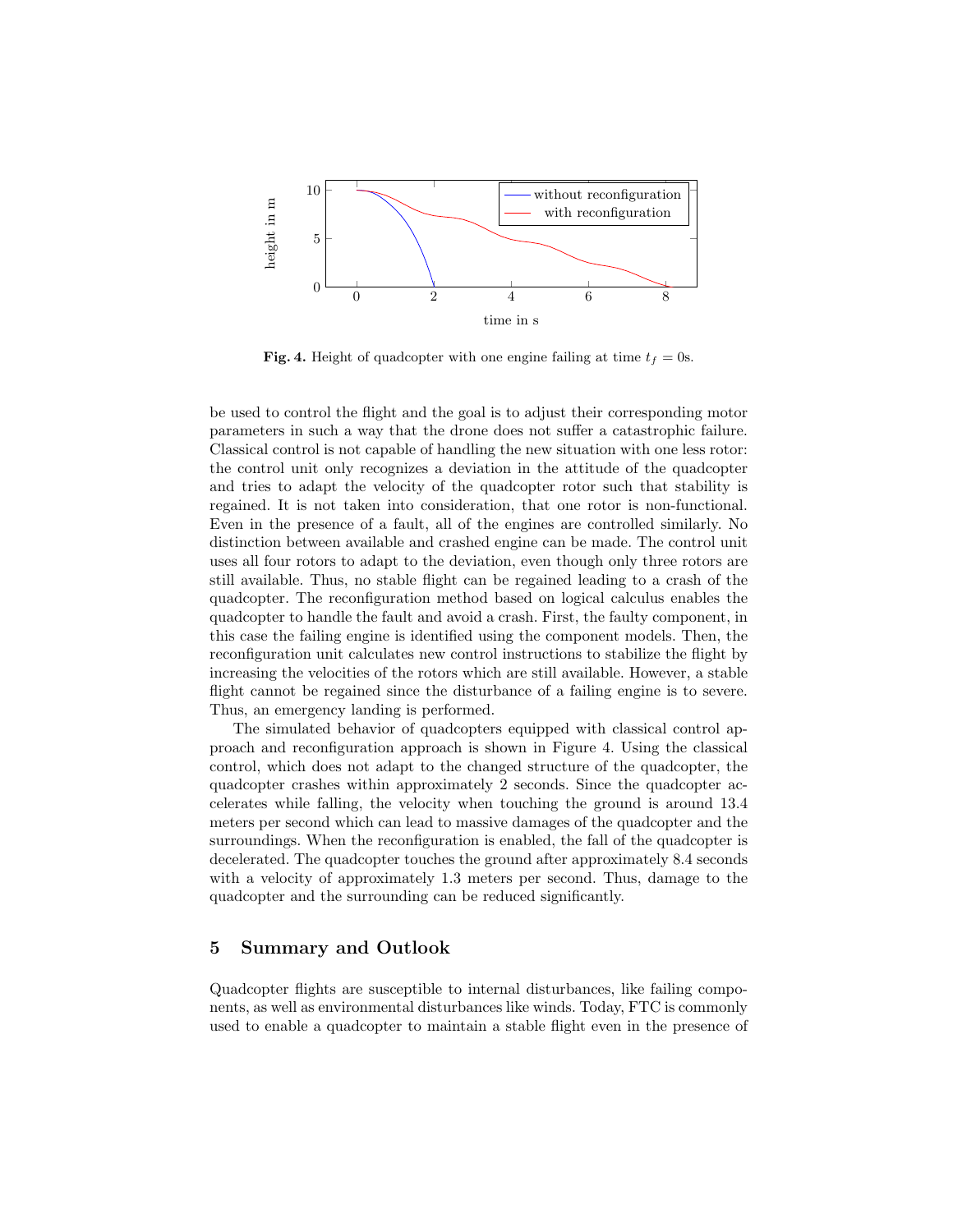Fig. 4. Height of quadcopter with one engine failing at time $t_f = 0$s.

be used to control the flight and the goal is to adjust their corresponding motor parameters in such a way that the drone does not suffer a catastrophic failure. Classical control is not capable of handling the new situation with one less rotor: the control unit only recognizes a deviation in the attitude of the quadcopter and tries to adapt the velocity of the quadcopter rotor such that stability is regained. It is not taken into consideration, that one rotor is non-functional. Even in the presence of a fault, all of the engines are controlled similarly. No distinction between available and crashed engine can be made. The control unit uses all four rotors to adapt to the deviation, even though only three rotors are still available. Thus, no stable flight can be regained leading to a crash of the quadcopter. The reconfiguration method based on logical calculus enables the quadcopter to handle the fault and avoid a crash. First, the faulty component, in this case the failing engine is identified using the component models. Then, the reconfiguration unit calculates new control instructions to stabilize the flight by increasing the velocities of the rotors which are still available. However, a stable flight cannot be regained since the disturbance of a failing engine is to severe. Thus, an emergency landing is performed.

The simulated behavior of quadcopters equipped with classical control approach and reconfiguration approach is shown in Figure 4. Using the classical control, which does not adapt to the changed structure of the quadcopter, the quadcopter crashes within approximately 2 seconds. Since the quadcopter accelerates while falling, the velocity when touching the ground is around 13.4 meters per second which can lead to massive damages of the quadcopter and the surroundings. When the reconfiguration is enabled, the fall of the quadcopter is decelerated. The quadcopter touches the ground after approximately 8.4 seconds with a velocity of approximately 1.3 meters per second. Thus, damage to the quadcopter and the surrounding can be reduced significantly.

## 5 Summary and Outlook

Quadcopter flights are susceptible to internal disturbances, like failing components, as well as environmental disturbances like winds. Today, FTC is commonly used to enable a quadcopter to maintain a stable flight even in the presence of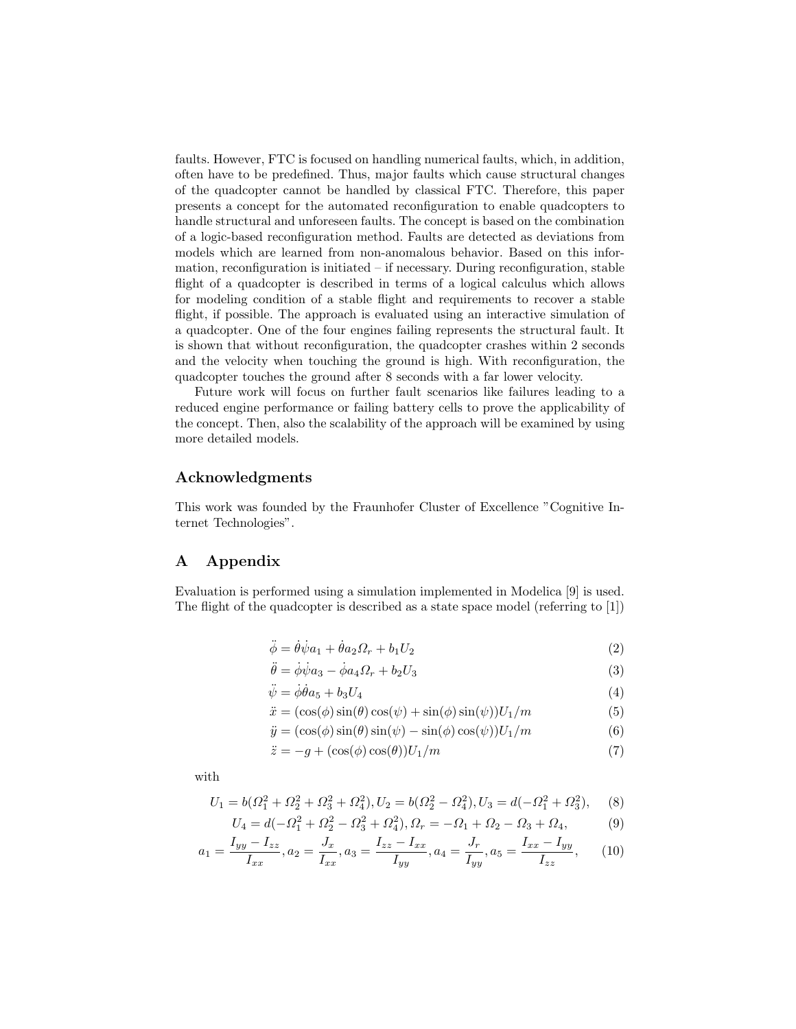faults. However, FTC is focused on handling numerical faults, which, in addition, often have to be predefined. Thus, major faults which cause structural changes of the quadcopter cannot be handled by classical FTC. Therefore, this paper presents a concept for the automated reconfiguration to enable quadcopters to handle structural and unforeseen faults. The concept is based on the combination of a logic-based reconfiguration method. Faults are detected as deviations from models which are learned from non-anomalous behavior. Based on this information, reconfiguration is initiated – if necessary. During reconfiguration, stable flight of a quadcopter is described in terms of a logical calculus which allows for modeling condition of a stable flight and requirements to recover a stable flight, if possible. The approach is evaluated using an interactive simulation of a quadcopter. One of the four engines failing represents the structural fault. It is shown that without reconfiguration, the quadcopter crashes within 2 seconds and the velocity when touching the ground is high. With reconfiguration, the quadcopter touches the ground after 8 seconds with a far lower velocity.

Future work will focus on further fault scenarios like failures leading to a reduced engine performance or failing battery cells to prove the applicability of the concept. Then, also the scalability of the approach will be examined by using more detailed models.

## Acknowledgments

This work was founded by the Fraunhofer Cluster of Excellence "Cognitive Internet Technologies".

## A Appendix

Evaluation is performed using a simulation implemented in Modelica [9] is used. The flight of the quadcopter is described as a state space model (referring to [1])

$$\ddot{\phi} = \dot{\theta}\dot{\psi}a_1 + \dot{\theta}a_2\Omega_r + b_1U_2 \tag{2}$$

$$\ddot{\theta} = \dot{\phi}\dot{\psi}a_3 - \dot{\phi}a_4\Omega_r + b_2U_3 \tag{3}$$

$$\ddot{\psi} = \dot{\phi}\dot{\theta}a_5 + b_3U_4 \tag{4}$$

$$\ddot{x} = (\cos(\phi)\sin(\theta)\cos(\psi) + \sin(\phi)\sin(\psi))U_1/m \tag{5}$$

$$\ddot{y} = (\cos(\phi)\sin(\theta)\sin(\psi) - \sin(\phi)\cos(\psi))U_1/m \tag{6}$$

$$\ddot{z} = -g + (\cos(\phi)\cos(\theta))U_1/m \tag{7}$$

with

$$U_1 = b(\Omega_1^2 + \Omega_2^2 + \Omega_3^2 + \Omega_4^2), U_2 = b(\Omega_2^2 - \Omega_4^2), U_3 = d(-\Omega_1^2 + \Omega_3^2), \tag{8}$$

$$U_4 = d(-\Omega_1^2 + \Omega_2^2 - \Omega_3^2 + \Omega_4^2), \Omega_r = -\Omega_1 + \Omega_2 - \Omega_3 + \Omega_4, \tag{9}$$

$$a_1 = \frac{I_{yy} - I_{zz}}{I_{xx}}, a_2 = \frac{J_x}{I_{xx}}, a_3 = \frac{I_{zz} - I_{xx}}{I_{yy}}, a_4 = \frac{J_r}{I_{yy}}, a_5 = \frac{I_{xx} - I_{yy}}{I_{zz}}, \tag{10}$$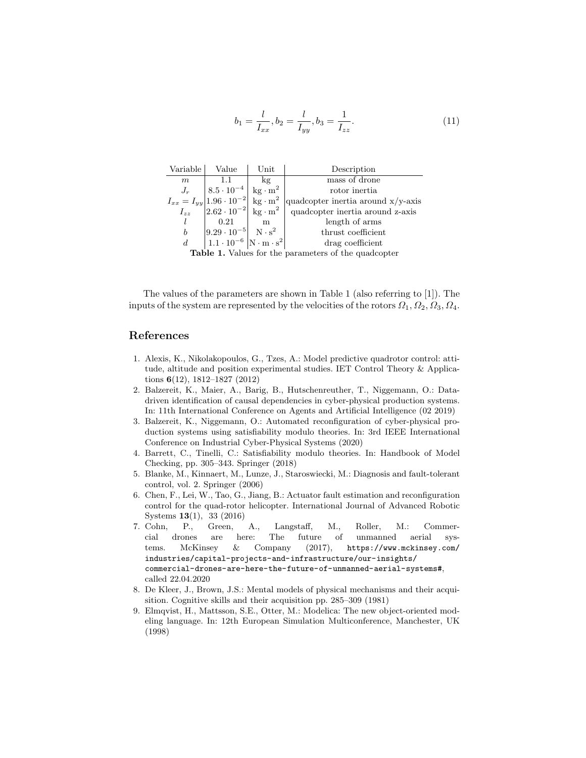$$b_1 = \frac{l}{I_{xx}}, b_2 = \frac{l}{I_{yy}}, b_3 = \frac{1}{I_{zz}}. \tag{11}$$

| Variable | Value | Unit | Description |
|---|---|---|---|
| $m$ | 1.1 | kg | mass of drone |
| $J_r$ | $8.5 \cdot 10^{-4}$ | $\mathrm{kg} \cdot \mathrm{m}^2$ | rotor inertia |
| $I_{xx} = I_{yy}$ | $1.96 \cdot 10^{-2}$ | $\mathrm{kg} \cdot \mathrm{m}^2$ | quadcopter inertia around x/y-axis |
| $I_{zz}$ | $2.62 \cdot 10^{-2}$ | $\mathrm{kg} \cdot \mathrm{m}^2$ | quadcopter inertia around z-axis |
| $l$ | 0.21 | m | length of arms |
| $b$ | $9.29 \cdot 10^{-5}$ | $\mathrm{N} \cdot \mathrm{s}^2$ | thrust coefficient |
| $d$ | $1.1 \cdot 10^{-6}$ | $\mathrm{N} \cdot \mathrm{m} \cdot \mathrm{s}^2$ | drag coefficient |

**Table 1.** Values for the parameters of the quadcopter

The values of the parameters are shown in Table 1 (also referring to [1]). The inputs of the system are represented by the velocities of the rotors $\Omega_1, \Omega_2, \Omega_3, \Omega_4$.

## References

1. Alexis, K., Nikolakopoulos, G., Tzes, A.: Model predictive quadrotor control: attitude, altitude and position experimental studies. IET Control Theory & Applications **6**(12), 1812–1827 (2012)
2. Balzereit, K., Maier, A., Barig, B., Hutschenreuther, T., Niggemann, O.: Data-driven identification of causal dependencies in cyber-physical production systems. In: 11th International Conference on Agents and Artificial Intelligence (02 2019)
3. Balzereit, K., Niggemann, O.: Automated reconfiguration of cyber-physical production systems using satisfiability modulo theories. In: 3rd IEEE International Conference on Industrial Cyber-Physical Systems (2020)
4. Barrett, C., Tinelli, C.: Satisfiability modulo theories. In: Handbook of Model Checking, pp. 305–343. Springer (2018)
5. Blanke, M., Kinnaert, M., Lunze, J., Staroswiecki, M.: Diagnosis and fault-tolerant control, vol. 2. Springer (2006)
6. Chen, F., Lei, W., Tao, G., Jiang, B.: Actuator fault estimation and reconfiguration control for the quad-rotor helicopter. International Journal of Advanced Robotic Systems **13**(1), 33 (2016)
7. Cohn, P., Green, A., Langstaff, M., Roller, M.: Commercial drones are here: The future of unmanned aerial systems. McKinsey & Company (2017), https://www.mckinsey.com/industries/capital-projects-and-infrastructure/our-insights/commercial-drones-are-here-the-future-of-unmanned-aerial-systems#, called 22.04.2020
8. De Kleer, J., Brown, J.S.: Mental models of physical mechanisms and their acquisition. Cognitive skills and their acquisition pp. 285–309 (1981)
9. Elmqvist, H., Mattsson, S.E., Otter, M.: Modelica: The new object-oriented modeling language. In: 12th European Simulation Multiconference, Manchester, UK (1998)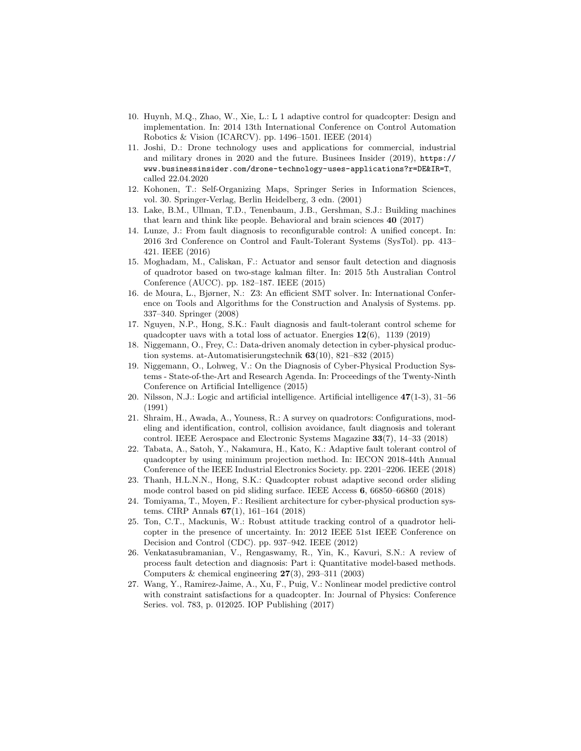10. Huynh, M.Q., Zhao, W., Xie, L.: L 1 adaptive control for quadcopter: Design and implementation. In: 2014 13th International Conference on Control Automation Robotics & Vision (ICARCV). pp. 1496–1501. IEEE (2014)
11. Joshi, D.: Drone technology uses and applications for commercial, industrial and military drones in 2020 and the future. Businees Insider (2019), `https://www.businessinsider.com/drone-technology-uses-applications?r=DE&IR=T`, called 22.04.2020
12. Kohonen, T.: Self-Organizing Maps, Springer Series in Information Sciences, vol. 30. Springer-Verlag, Berlin Heidelberg, 3 edn. (2001)
13. Lake, B.M., Ullman, T.D., Tenenbaum, J.B., Gershman, S.J.: Building machines that learn and think like people. Behavioral and brain sciences **40** (2017)
14. Lunze, J.: From fault diagnosis to reconfigurable control: A unified concept. In: 2016 3rd Conference on Control and Fault-Tolerant Systems (SysTol). pp. 413–421. IEEE (2016)
15. Moghadam, M., Caliskan, F.: Actuator and sensor fault detection and diagnosis of quadrotor based on two-stage kalman filter. In: 2015 5th Australian Control Conference (AUCC). pp. 182–187. IEEE (2015)
16. de Moura, L., Bjørner, N.: Z3: An efficient SMT solver. In: International Conference on Tools and Algorithms for the Construction and Analysis of Systems. pp. 337–340. Springer (2008)
17. Nguyen, N.P., Hong, S.K.: Fault diagnosis and fault-tolerant control scheme for quadcopter uavs with a total loss of actuator. Energies **12**(6), 1139 (2019)
18. Niggemann, O., Frey, C.: Data-driven anomaly detection in cyber-physical production systems. at-Automatisierungstechnik **63**(10), 821–832 (2015)
19. Niggemann, O., Lohweg, V.: On the Diagnosis of Cyber-Physical Production Systems - State-of-the-Art and Research Agenda. In: Proceedings of the Twenty-Ninth Conference on Artificial Intelligence (2015)
20. Nilsson, N.J.: Logic and artificial intelligence. Artificial intelligence **47**(1-3), 31–56 (1991)
21. Shraim, H., Awada, A., Youness, R.: A survey on quadrotors: Configurations, modeling and identification, control, collision avoidance, fault diagnosis and tolerant control. IEEE Aerospace and Electronic Systems Magazine **33**(7), 14–33 (2018)
22. Tabata, A., Satoh, Y., Nakamura, H., Kato, K.: Adaptive fault tolerant control of quadcopter by using minimum projection method. In: IECON 2018-44th Annual Conference of the IEEE Industrial Electronics Society. pp. 2201–2206. IEEE (2018)
23. Thanh, H.L.N.N., Hong, S.K.: Quadcopter robust adaptive second order sliding mode control based on pid sliding surface. IEEE Access **6**, 66850–66860 (2018)
24. Tomiyama, T., Moyen, F.: Resilient architecture for cyber-physical production systems. CIRP Annals **67**(1), 161–164 (2018)
25. Ton, C.T., Mackunis, W.: Robust attitude tracking control of a quadrotor helicopter in the presence of uncertainty. In: 2012 IEEE 51st IEEE Conference on Decision and Control (CDC). pp. 937–942. IEEE (2012)
26. Venkatasubramanian, V., Rengaswamy, R., Yin, K., Kavuri, S.N.: A review of process fault detection and diagnosis: Part i: Quantitative model-based methods. Computers & chemical engineering **27**(3), 293–311 (2003)
27. Wang, Y., Ramirez-Jaime, A., Xu, F., Puig, V.: Nonlinear model predictive control with constraint satisfactions for a quadcopter. In: Journal of Physics: Conference Series. vol. 783, p. 012025. IOP Publishing (2017)